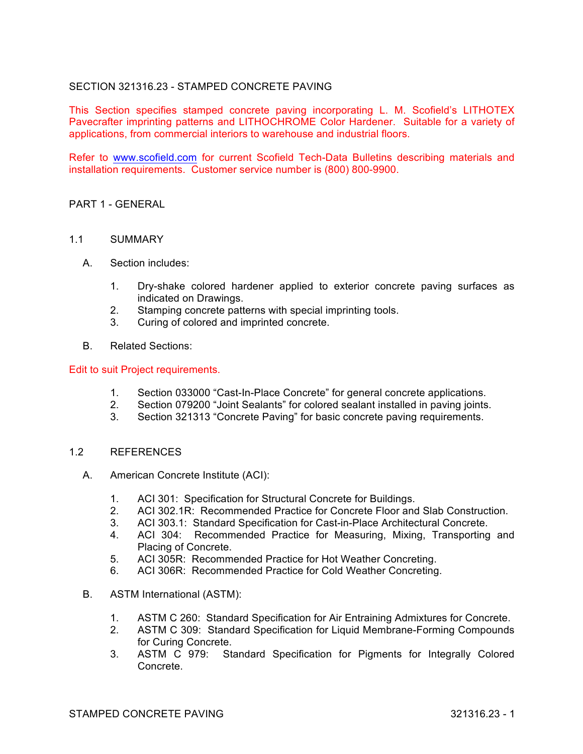# SECTION 321316.23 - STAMPED CONCRETE PAVING

This Section specifies stamped concrete paving incorporating L. M. Scofield's LITHOTEX Pavecrafter imprinting patterns and LITHOCHROME Color Hardener. Suitable for a variety of applications, from commercial interiors to warehouse and industrial floors.

Refer to www.scofield.com for current Scofield Tech-Data Bulletins describing materials and installation requirements. Customer service number is (800) 800-9900.

## PART 1 - GENERAL

### 1.1 SUMMARY

A. Section includes:

1. Dry-shake colored hardener applied to exterior concrete paving surfaces as indicated on Drawings.
2. Stamping concrete patterns with special imprinting tools.
3. Curing of colored and imprinted concrete.

B. Related Sections:

Edit to suit Project requirements.

1. Section 033000 "Cast-In-Place Concrete" for general concrete applications.
2. Section 079200 "Joint Sealants" for colored sealant installed in paving joints.
3. Section 321313 "Concrete Paving" for basic concrete paving requirements.

### 1.2 REFERENCES

A. American Concrete Institute (ACI):

1. ACI 301: Specification for Structural Concrete for Buildings.
2. ACI 302.1R: Recommended Practice for Concrete Floor and Slab Construction.
3. ACI 303.1: Standard Specification for Cast-in-Place Architectural Concrete.
4. ACI 304: Recommended Practice for Measuring, Mixing, Transporting and Placing of Concrete.
5. ACI 305R: Recommended Practice for Hot Weather Concreting.
6. ACI 306R: Recommended Practice for Cold Weather Concreting.

B. ASTM International (ASTM):

1. ASTM C 260: Standard Specification for Air Entraining Admixtures for Concrete.
2. ASTM C 309: Standard Specification for Liquid Membrane-Forming Compounds for Curing Concrete.
3. ASTM C 979: Standard Specification for Pigments for Integrally Colored Concrete.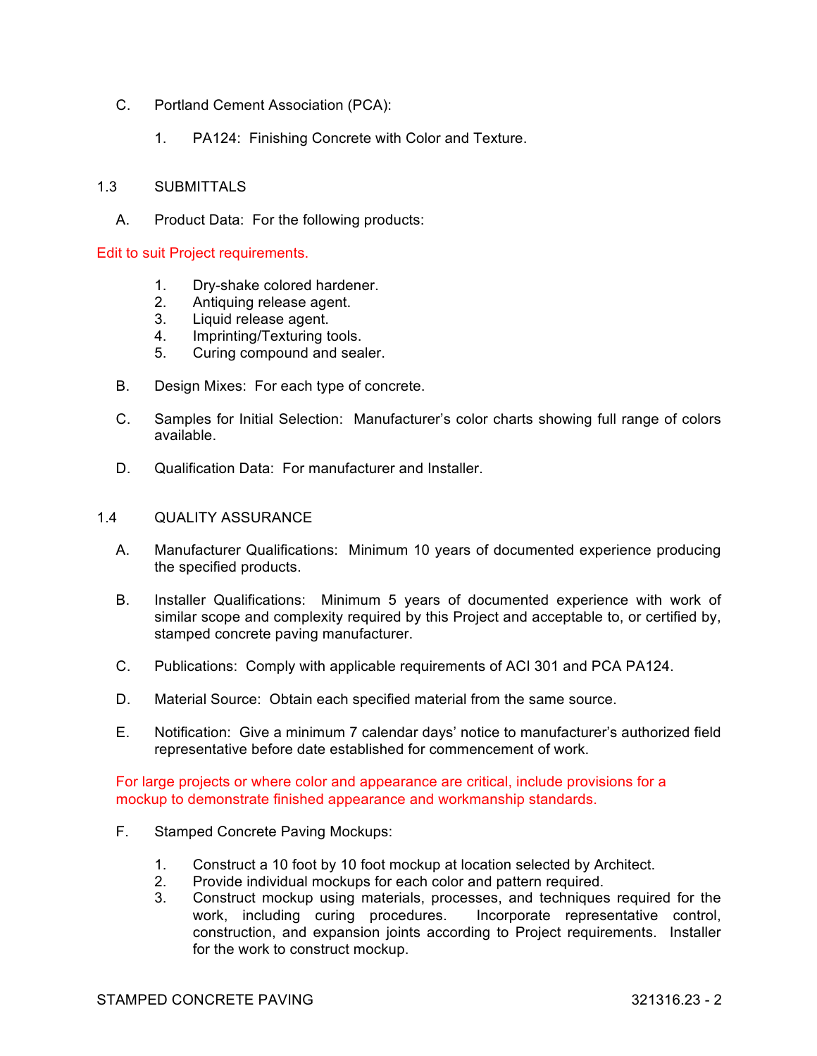C. Portland Cement Association (PCA):

1. PA124: Finishing Concrete with Color and Texture.

## 1.3 SUBMITTALS

A. Product Data: For the following products:

Edit to suit Project requirements.

1. Dry-shake colored hardener.
2. Antiquing release agent.
3. Liquid release agent.
4. Imprinting/Texturing tools.
5. Curing compound and sealer.

B. Design Mixes: For each type of concrete.

C. Samples for Initial Selection: Manufacturer's color charts showing full range of colors available.

D. Qualification Data: For manufacturer and Installer.

## 1.4 QUALITY ASSURANCE

A. Manufacturer Qualifications: Minimum 10 years of documented experience producing the specified products.

B. Installer Qualifications: Minimum 5 years of documented experience with work of similar scope and complexity required by this Project and acceptable to, or certified by, stamped concrete paving manufacturer.

C. Publications: Comply with applicable requirements of ACI 301 and PCA PA124.

D. Material Source: Obtain each specified material from the same source.

E. Notification: Give a minimum 7 calendar days' notice to manufacturer's authorized field representative before date established for commencement of work.

For large projects or where color and appearance are critical, include provisions for a mockup to demonstrate finished appearance and workmanship standards.

F. Stamped Concrete Paving Mockups:

1. Construct a 10 foot by 10 foot mockup at location selected by Architect.
2. Provide individual mockups for each color and pattern required.
3. Construct mockup using materials, processes, and techniques required for the work, including curing procedures. Incorporate representative control, construction, and expansion joints according to Project requirements. Installer for the work to construct mockup.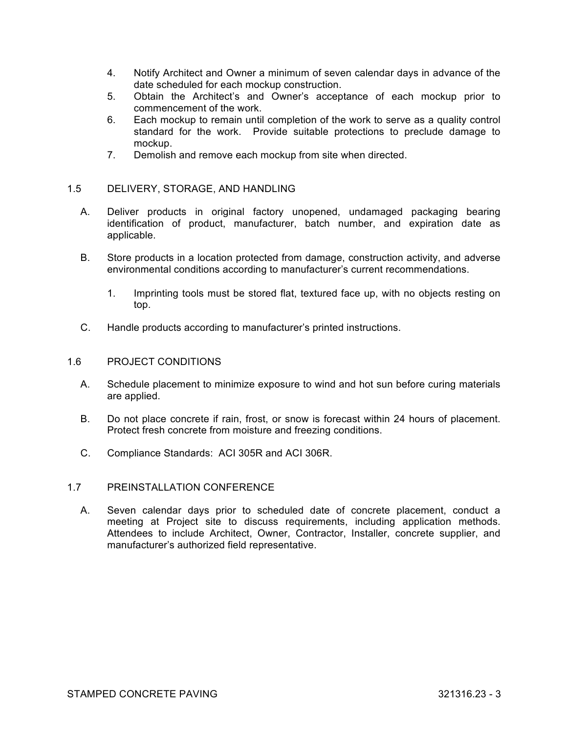4. Notify Architect and Owner a minimum of seven calendar days in advance of the date scheduled for each mockup construction.
5. Obtain the Architect's and Owner's acceptance of each mockup prior to commencement of the work.
6. Each mockup to remain until completion of the work to serve as a quality control standard for the work. Provide suitable protections to preclude damage to mockup.
7. Demolish and remove each mockup from site when directed.

## 1.5 DELIVERY, STORAGE, AND HANDLING

A. Deliver products in original factory unopened, undamaged packaging bearing identification of product, manufacturer, batch number, and expiration date as applicable.

B. Store products in a location protected from damage, construction activity, and adverse environmental conditions according to manufacturer's current recommendations.

1. Imprinting tools must be stored flat, textured face up, with no objects resting on top.

C. Handle products according to manufacturer's printed instructions.

## 1.6 PROJECT CONDITIONS

A. Schedule placement to minimize exposure to wind and hot sun before curing materials are applied.

B. Do not place concrete if rain, frost, or snow is forecast within 24 hours of placement. Protect fresh concrete from moisture and freezing conditions.

C. Compliance Standards: ACI 305R and ACI 306R.

## 1.7 PREINSTALLATION CONFERENCE

A. Seven calendar days prior to scheduled date of concrete placement, conduct a meeting at Project site to discuss requirements, including application methods. Attendees to include Architect, Owner, Contractor, Installer, concrete supplier, and manufacturer's authorized field representative.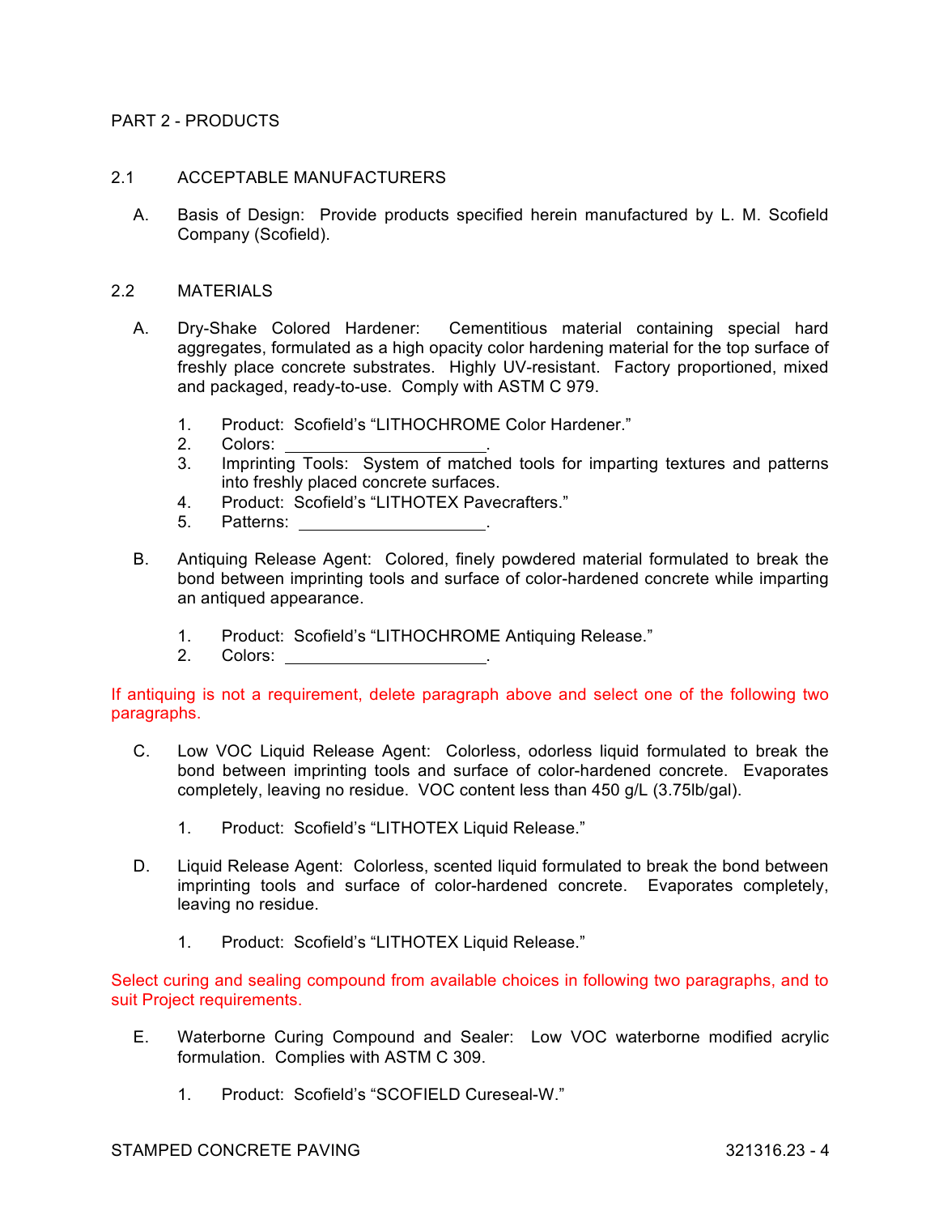## PART 2 - PRODUCTS

### 2.1 ACCEPTABLE MANUFACTURERS

A. Basis of Design: Provide products specified herein manufactured by L. M. Scofield Company (Scofield).

### 2.2 MATERIALS

A. Dry-Shake Colored Hardener: Cementitious material containing special hard aggregates, formulated as a high opacity color hardening material for the top surface of freshly place concrete substrates. Highly UV-resistant. Factory proportioned, mixed and packaged, ready-to-use. Comply with ASTM C 979.

1. Product: Scofield's "LITHOCHROME Color Hardener."
2. Colors: ______________________.
3. Imprinting Tools: System of matched tools for imparting textures and patterns into freshly placed concrete surfaces.
4. Product: Scofield's "LITHOTEX Pavecrafters."
5. Patterns: ____________________.

B. Antiquing Release Agent: Colored, finely powdered material formulated to break the bond between imprinting tools and surface of color-hardened concrete while imparting an antiqued appearance.

1. Product: Scofield's "LITHOCHROME Antiquing Release."
2. Colors: ______________________.

If antiquing is not a requirement, delete paragraph above and select one of the following two paragraphs.

C. Low VOC Liquid Release Agent: Colorless, odorless liquid formulated to break the bond between imprinting tools and surface of color-hardened concrete. Evaporates completely, leaving no residue. VOC content less than 450 g/L (3.75lb/gal).

1. Product: Scofield's "LITHOTEX Liquid Release."

D. Liquid Release Agent: Colorless, scented liquid formulated to break the bond between imprinting tools and surface of color-hardened concrete. Evaporates completely, leaving no residue.

1. Product: Scofield's "LITHOTEX Liquid Release."

Select curing and sealing compound from available choices in following two paragraphs, and to suit Project requirements.

E. Waterborne Curing Compound and Sealer: Low VOC waterborne modified acrylic formulation. Complies with ASTM C 309.

1. Product: Scofield's "SCOFIELD Cureseal-W."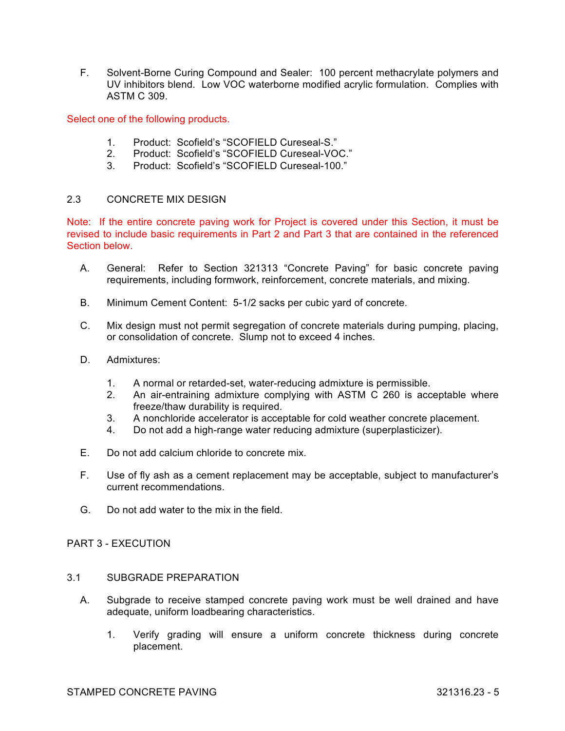F. Solvent-Borne Curing Compound and Sealer: 100 percent methacrylate polymers and UV inhibitors blend. Low VOC waterborne modified acrylic formulation. Complies with ASTM C 309.

Select one of the following products.

1. Product: Scofield's "SCOFIELD Cureseal-S."
2. Product: Scofield's "SCOFIELD Cureseal-VOC."
3. Product: Scofield's "SCOFIELD Cureseal-100."

## 2.3 CONCRETE MIX DESIGN

Note: If the entire concrete paving work for Project is covered under this Section, it must be revised to include basic requirements in Part 2 and Part 3 that are contained in the referenced Section below.

A. General: Refer to Section 321313 "Concrete Paving" for basic concrete paving requirements, including formwork, reinforcement, concrete materials, and mixing.

B. Minimum Cement Content: 5-1/2 sacks per cubic yard of concrete.

C. Mix design must not permit segregation of concrete materials during pumping, placing, or consolidation of concrete. Slump not to exceed 4 inches.

D. Admixtures:

1. A normal or retarded-set, water-reducing admixture is permissible.
2. An air-entraining admixture complying with ASTM C 260 is acceptable where freeze/thaw durability is required.
3. A nonchloride accelerator is acceptable for cold weather concrete placement.
4. Do not add a high-range water reducing admixture (superplasticizer).

E. Do not add calcium chloride to concrete mix.

F. Use of fly ash as a cement replacement may be acceptable, subject to manufacturer's current recommendations.

G. Do not add water to the mix in the field.

# PART 3 - EXECUTION

## 3.1 SUBGRADE PREPARATION

A. Subgrade to receive stamped concrete paving work must be well drained and have adequate, uniform loadbearing characteristics.

1. Verify grading will ensure a uniform concrete thickness during concrete placement.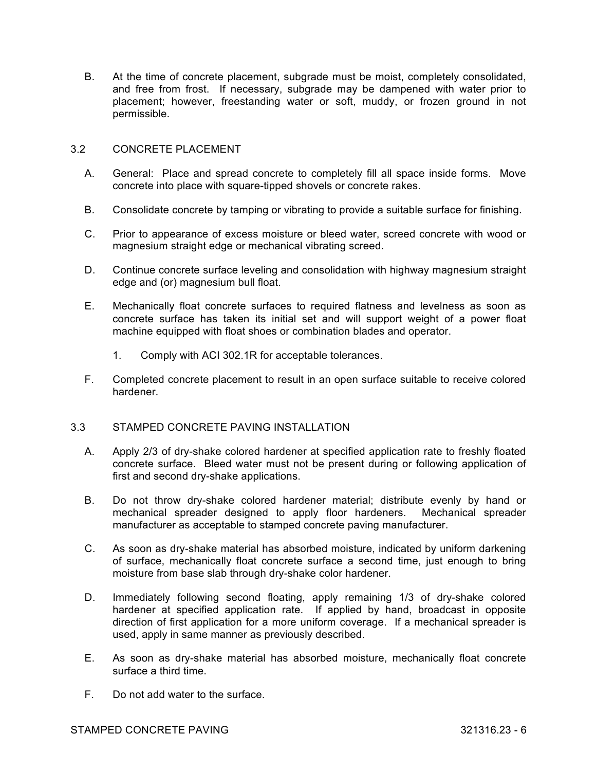B. At the time of concrete placement, subgrade must be moist, completely consolidated, and free from frost. If necessary, subgrade may be dampened with water prior to placement; however, freestanding water or soft, muddy, or frozen ground in not permissible.

## 3.2 CONCRETE PLACEMENT

A. General: Place and spread concrete to completely fill all space inside forms. Move concrete into place with square-tipped shovels or concrete rakes.

B. Consolidate concrete by tamping or vibrating to provide a suitable surface for finishing.

C. Prior to appearance of excess moisture or bleed water, screed concrete with wood or magnesium straight edge or mechanical vibrating screed.

D. Continue concrete surface leveling and consolidation with highway magnesium straight edge and (or) magnesium bull float.

E. Mechanically float concrete surfaces to required flatness and levelness as soon as concrete surface has taken its initial set and will support weight of a power float machine equipped with float shoes or combination blades and operator.

1. Comply with ACI 302.1R for acceptable tolerances.

F. Completed concrete placement to result in an open surface suitable to receive colored hardener.

## 3.3 STAMPED CONCRETE PAVING INSTALLATION

A. Apply 2/3 of dry-shake colored hardener at specified application rate to freshly floated concrete surface. Bleed water must not be present during or following application of first and second dry-shake applications.

B. Do not throw dry-shake colored hardener material; distribute evenly by hand or mechanical spreader designed to apply floor hardeners. Mechanical spreader manufacturer as acceptable to stamped concrete paving manufacturer.

C. As soon as dry-shake material has absorbed moisture, indicated by uniform darkening of surface, mechanically float concrete surface a second time, just enough to bring moisture from base slab through dry-shake color hardener.

D. Immediately following second floating, apply remaining 1/3 of dry-shake colored hardener at specified application rate. If applied by hand, broadcast in opposite direction of first application for a more uniform coverage. If a mechanical spreader is used, apply in same manner as previously described.

E. As soon as dry-shake material has absorbed moisture, mechanically float concrete surface a third time.

F. Do not add water to the surface.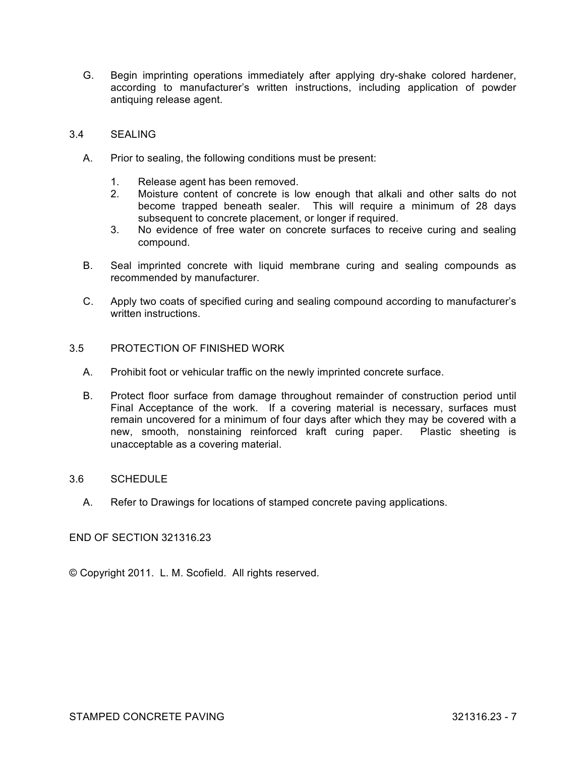G. Begin imprinting operations immediately after applying dry-shake colored hardener, according to manufacturer's written instructions, including application of powder antiquing release agent.

## 3.4 SEALING

A. Prior to sealing, the following conditions must be present:

1. Release agent has been removed.
2. Moisture content of concrete is low enough that alkali and other salts do not become trapped beneath sealer. This will require a minimum of 28 days subsequent to concrete placement, or longer if required.
3. No evidence of free water on concrete surfaces to receive curing and sealing compound.

B. Seal imprinted concrete with liquid membrane curing and sealing compounds as recommended by manufacturer.

C. Apply two coats of specified curing and sealing compound according to manufacturer's written instructions.

## 3.5 PROTECTION OF FINISHED WORK

A. Prohibit foot or vehicular traffic on the newly imprinted concrete surface.

B. Protect floor surface from damage throughout remainder of construction period until Final Acceptance of the work. If a covering material is necessary, surfaces must remain uncovered for a minimum of four days after which they may be covered with a new, smooth, nonstaining reinforced kraft curing paper. Plastic sheeting is unacceptable as a covering material.

## 3.6 SCHEDULE

A. Refer to Drawings for locations of stamped concrete paving applications.

END OF SECTION 321316.23

© Copyright 2011. L. M. Scofield. All rights reserved.